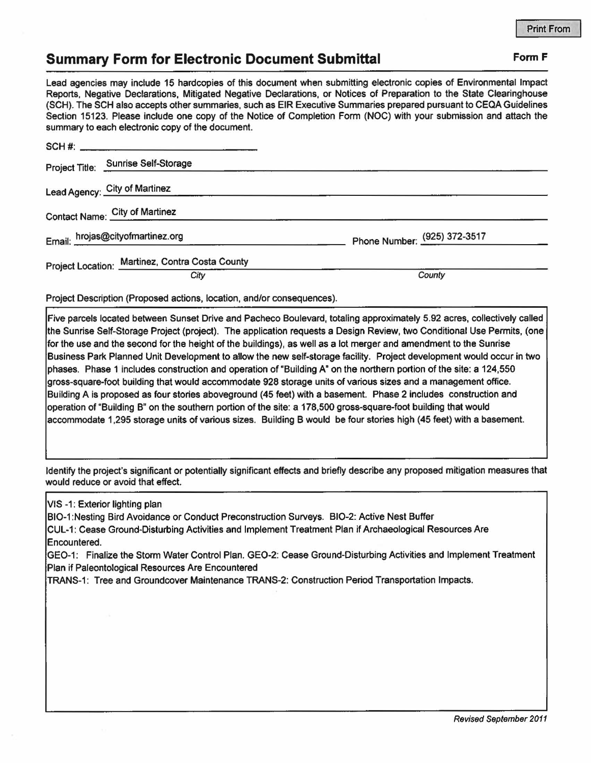# Summary Form for Electronic Document Submittal

**Form F**

Lead agencies may include 15 hardcopies of this document when submitting electronic copies of Environmental Impact Reports, Negative Declarations, Mitigated Negative Declarations, or Notices of Preparation to the State Clearinghouse (SCH). The SCH also accepts other summaries, such as EIR Executive Summaries prepared pursuant to CEQA Guidelines Section 15123. Please include one copy of the Notice of Completion Form (NOC) with your submission and attach the summary to each electronic copy of the document.

SCH #: ____________________

Project Title: Sunrise Self-Storage

Lead Agency: City of Martinez

Contact Name: City of Martinez

Email: hrojas@cityofmartinez.org Phone Number: (925) 372-3517

Project Location: Martinez, Contra Costa County

*City* *County*

Project Description (Proposed actions, location, and/or consequences).

Five parcels located between Sunset Drive and Pacheco Boulevard, totaling approximately 5.92 acres, collectively called the Sunrise Self-Storage Project (project). The application requests a Design Review, two Conditional Use Permits, (one for the use and the second for the height of the buildings), as well as a lot merger and amendment to the Sunrise Business Park Planned Unit Development to allow the new self-storage facility. Project development would occur in two phases. Phase 1 includes construction and operation of "Building A" on the northern portion of the site: a 124,550 gross-square-foot building that would accommodate 928 storage units of various sizes and a management office. Building A is proposed as four stories aboveground (45 feet) with a basement. Phase 2 includes construction and operation of "Building B" on the southern portion of the site: a 178,500 gross-square-foot building that would accommodate 1,295 storage units of various sizes. Building B would be four stories high (45 feet) with a basement.

Identify the project's significant or potentially significant effects and briefly describe any proposed mitigation measures that would reduce or avoid that effect.

VIS -1: Exterior lighting plan

BIO-1:Nesting Bird Avoidance or Conduct Preconstruction Surveys. BIO-2: Active Nest Buffer

CUL-1: Cease Ground-Disturbing Activities and Implement Treatment Plan if Archaeological Resources Are Encountered.

GEO-1: Finalize the Storm Water Control Plan. GEO-2: Cease Ground-Disturbing Activities and Implement Treatment Plan if Paleontological Resources Are Encountered

TRANS-1: Tree and Groundcover Maintenance TRANS-2: Construction Period Transportation Impacts.

*Revised September 2011*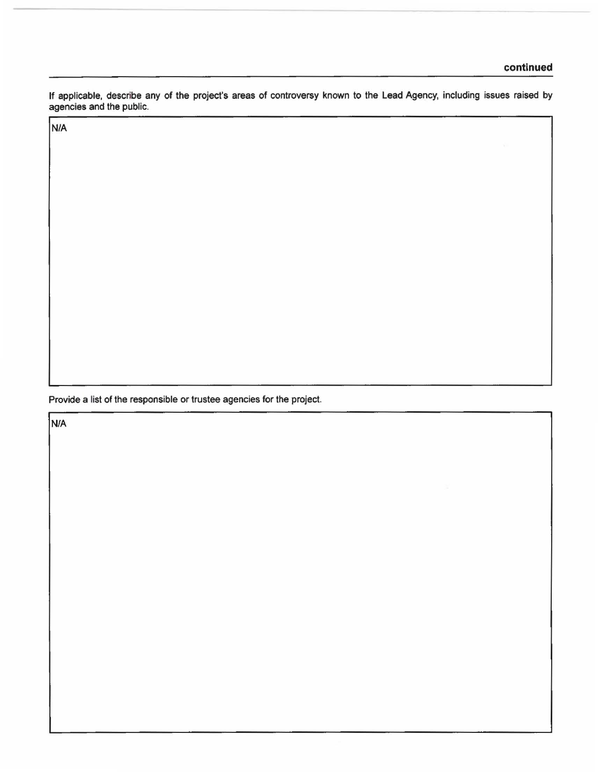**continued**

If applicable, describe any of the project's areas of controversy known to the Lead Agency, including issues raised by agencies and the public.

N/A

Provide a list of the responsible or trustee agencies for the project.

N/A